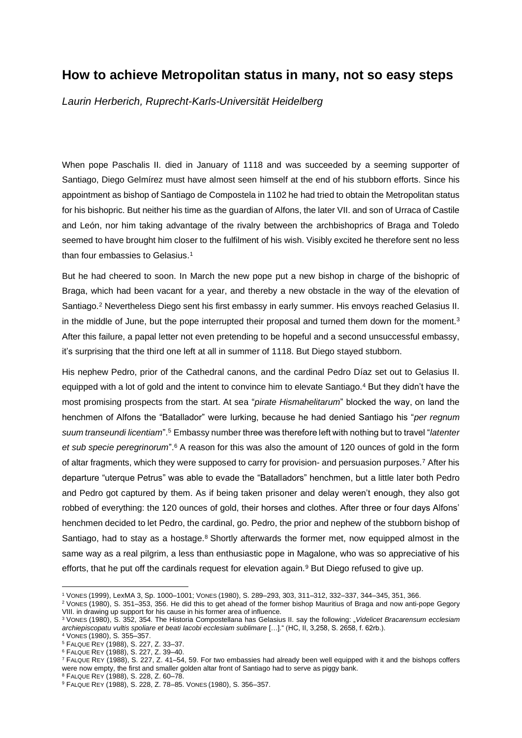# How to achieve Metropolitan status in many, not so easy steps

*Laurin Herberich, Ruprecht-Karls-Universität Heidelberg*

When pope Paschalis II. died in January of 1118 and was succeeded by a seeming supporter of Santiago, Diego Gelmírez must have almost seen himself at the end of his stubborn efforts. Since his appointment as bishop of Santiago de Compostela in 1102 he had tried to obtain the Metropolitan status for his bishopric. But neither his time as the guardian of Alfons, the later VII. and son of Urraca of Castile and León, nor him taking advantage of the rivalry between the archbishoprics of Braga and Toledo seemed to have brought him closer to the fulfilment of his wish. Visibly excited he therefore sent no less than four embassies to Gelasius.[1]

But he had cheered to soon. In March the new pope put a new bishop in charge of the bishopric of Braga, which had been vacant for a year, and thereby a new obstacle in the way of the elevation of Santiago.[2] Nevertheless Diego sent his first embassy in early summer. His envoys reached Gelasius II. in the middle of June, but the pope interrupted their proposal and turned them down for the moment.[3] After this failure, a papal letter not even pretending to be hopeful and a second unsuccessful embassy, it's surprising that the third one left at all in summer of 1118. But Diego stayed stubborn.

His nephew Pedro, prior of the Cathedral canons, and the cardinal Pedro Díaz set out to Gelasius II. equipped with a lot of gold and the intent to convince him to elevate Santiago.[4] But they didn't have the most promising prospects from the start. At sea "*pirate Hismahelitarum*" blocked the way, on land the henchmen of Alfons the "Batallador" were lurking, because he had denied Santiago his "*per regnum suum transeundi licentiam*".[5] Embassy number three was therefore left with nothing but to travel "*latenter et sub specie peregrinorum*".[6] A reason for this was also the amount of 120 ounces of gold in the form of altar fragments, which they were supposed to carry for provision- and persuasion purposes.[7] After his departure "uterque Petrus" was able to evade the "Batalladors" henchmen, but a little later both Pedro and Pedro got captured by them. As if being taken prisoner and delay weren't enough, they also got robbed of everything: the 120 ounces of gold, their horses and clothes. After three or four days Alfons' henchmen decided to let Pedro, the cardinal, go. Pedro, the prior and nephew of the stubborn bishop of Santiago, had to stay as a hostage.[8] Shortly afterwards the former met, now equipped almost in the same way as a real pilgrim, a less than enthusiastic pope in Magalone, who was so appreciative of his efforts, that he put off the cardinals request for elevation again.[9] But Diego refused to give up.

---

[1] VONES (1999), LexMA 3, Sp. 1000–1001; VONES (1980), S. 289–293, 303, 311–312, 332–337, 344–345, 351, 366.

[2] VONES (1980), S. 351–353, 356. He did this to get ahead of the former bishop Mauritius of Braga and now anti-pope Gegory VIII. in drawing up support for his cause in his former area of influence.

[3] VONES (1980), S. 352, 354. The Historia Compostellana has Gelasius II. say the following: „*Videlicet Bracarensum ecclesiam archiepiscopatu vultis spoliare et beati Iacobi ecclesiam sublimare* […]." (HC, II, 3,258, S. 2658, f. 62rb.).

[4] VONES (1980), S. 355–357.

[5] FALQUE REY (1988), S. 227, Z. 33–37.

[6] FALQUE REY (1988), S. 227, Z. 39–40.

[7] FALQUE REY (1988), S. 227, Z. 41–54, 59. For two embassies had already been well equipped with it and the bishops coffers were now empty, the first and smaller golden altar front of Santiago had to serve as piggy bank.

[8] FALQUE REY (1988), S. 228, Z. 60–78.

[9] FALQUE REY (1988), S. 228, Z. 78–85. VONES (1980), S. 356–357.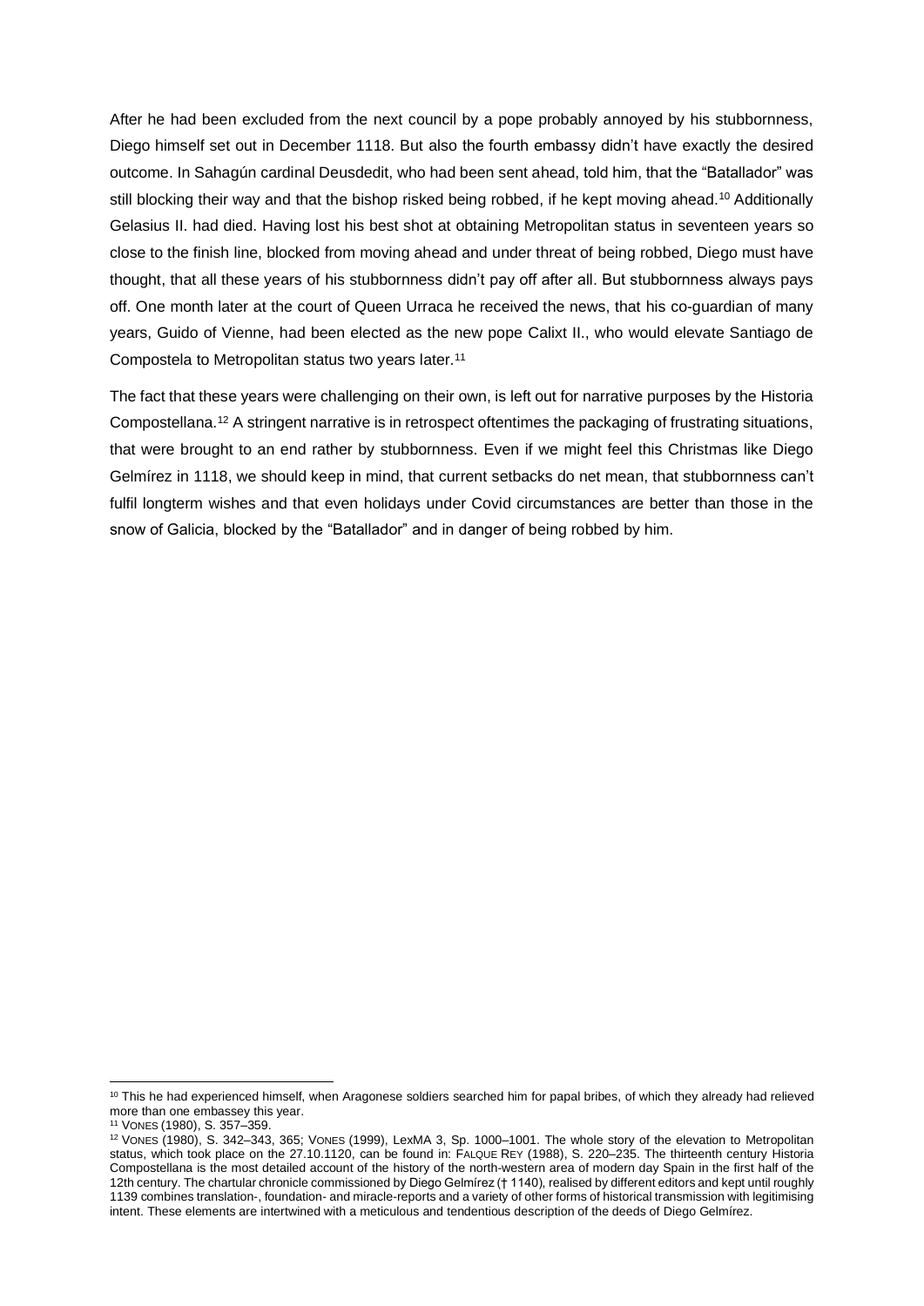After he had been excluded from the next council by a pope probably annoyed by his stubbornness, Diego himself set out in December 1118. But also the fourth embassy didn't have exactly the desired outcome. In Sahagún cardinal Deusdedit, who had been sent ahead, told him, that the "Batallador" was still blocking their way and that the bishop risked being robbed, if he kept moving ahead.[10] Additionally Gelasius II. had died. Having lost his best shot at obtaining Metropolitan status in seventeen years so close to the finish line, blocked from moving ahead and under threat of being robbed, Diego must have thought, that all these years of his stubbornness didn't pay off after all. But stubbornness always pays off. One month later at the court of Queen Urraca he received the news, that his co-guardian of many years, Guido of Vienne, had been elected as the new pope Calixt II., who would elevate Santiago de Compostela to Metropolitan status two years later.[11]

The fact that these years were challenging on their own, is left out for narrative purposes by the Historia Compostellana.[12] A stringent narrative is in retrospect oftentimes the packaging of frustrating situations, that were brought to an end rather by stubbornness. Even if we might feel this Christmas like Diego Gelmírez in 1118, we should keep in mind, that current setbacks do net mean, that stubbornness can't fulfil longterm wishes and that even holidays under Covid circumstances are better than those in the snow of Galicia, blocked by the "Batallador" and in danger of being robbed by him.

---

[10] This he had experienced himself, when Aragonese soldiers searched him for papal bribes, of which they already had relieved more than one embassey this year.

[11] VONES (1980), S. 357–359.

[12] VONES (1980), S. 342–343, 365; VONES (1999), LexMA 3, Sp. 1000–1001. The whole story of the elevation to Metropolitan status, which took place on the 27.10.1120, can be found in: FALQUE REY (1988), S. 220–235. The thirteenth century Historia Compostellana is the most detailed account of the history of the north-western area of modern day Spain in the first half of the 12th century. The chartular chronicle commissioned by Diego Gelmírez († 1140), realised by different editors and kept until roughly 1139 combines translation-, foundation- and miracle-reports and a variety of other forms of historical transmission with legitimising intent. These elements are intertwined with a meticulous and tendentious description of the deeds of Diego Gelmírez.